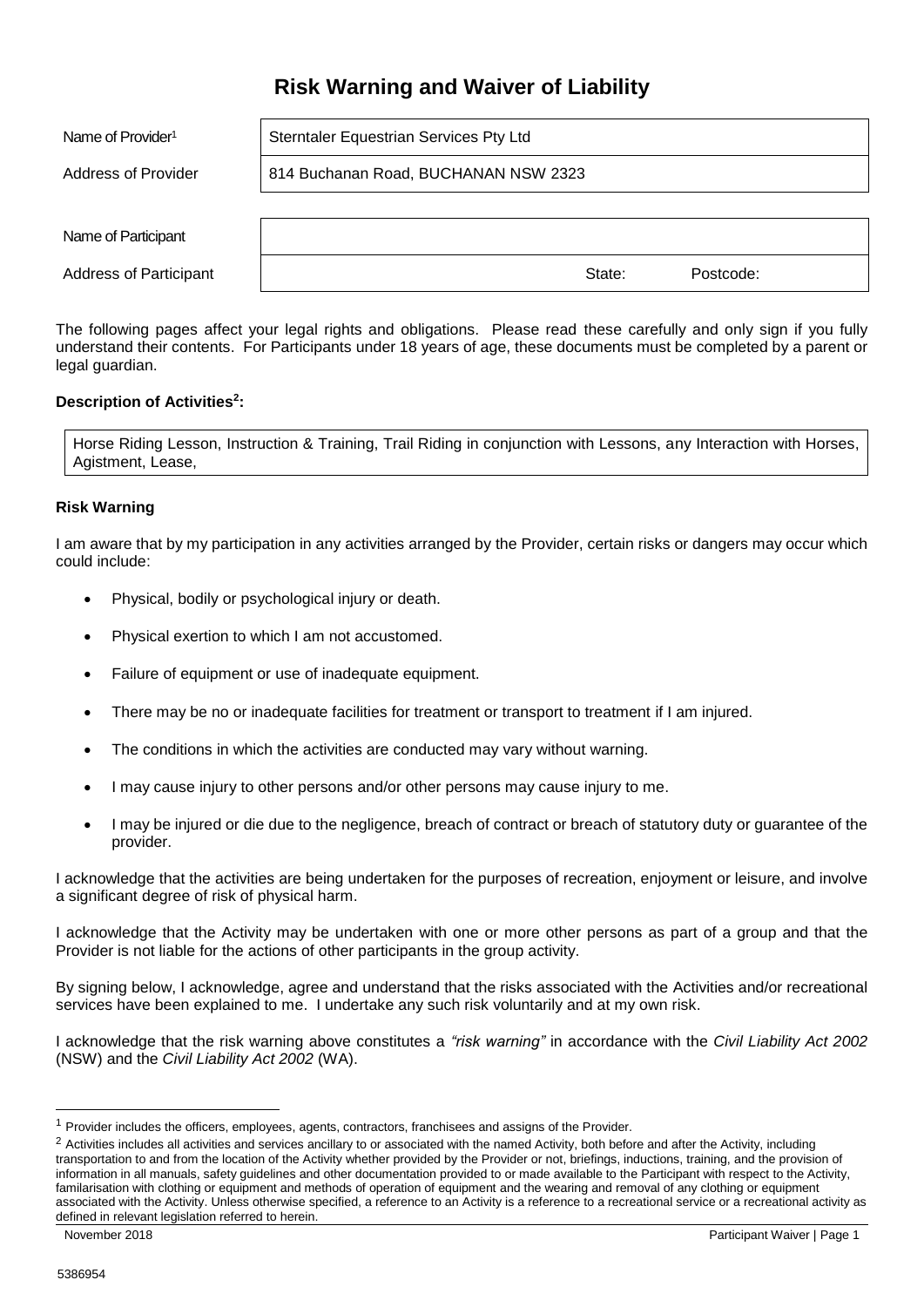# Risk Warning and Waiver of Liability

| | |
|---|---|
| Name of Provider[1] | Sterntaler Equestrian Services Pty Ltd |
| Address of Provider | 814 Buchanan Road, BUCHANAN NSW 2323 |

| | | | |
|---|---|---|---|
| Name of Participant | | | |
| Address of Participant | | State: | Postcode: |

The following pages affect your legal rights and obligations. Please read these carefully and only sign if you fully understand their contents. For Participants under 18 years of age, these documents must be completed by a parent or legal guardian.

**Description of Activities[2]:**

Horse Riding Lesson, Instruction & Training, Trail Riding in conjunction with Lessons, any Interaction with Horses, Agistment, Lease,

**Risk Warning**

I am aware that by my participation in any activities arranged by the Provider, certain risks or dangers may occur which could include:

- Physical, bodily or psychological injury or death.
- Physical exertion to which I am not accustomed.
- Failure of equipment or use of inadequate equipment.
- There may be no or inadequate facilities for treatment or transport to treatment if I am injured.
- The conditions in which the activities are conducted may vary without warning.
- I may cause injury to other persons and/or other persons may cause injury to me.
- I may be injured or die due to the negligence, breach of contract or breach of statutory duty or guarantee of the provider.

I acknowledge that the activities are being undertaken for the purposes of recreation, enjoyment or leisure, and involve a significant degree of risk of physical harm.

I acknowledge that the Activity may be undertaken with one or more other persons as part of a group and that the Provider is not liable for the actions of other participants in the group activity.

By signing below, I acknowledge, agree and understand that the risks associated with the Activities and/or recreational services have been explained to me. I undertake any such risk voluntarily and at my own risk.

I acknowledge that the risk warning above constitutes a *"risk warning"* in accordance with the *Civil Liability Act 2002* (NSW) and the *Civil Liability Act 2002* (WA).

---

[1] Provider includes the officers, employees, agents, contractors, franchisees and assigns of the Provider.

[2] Activities includes all activities and services ancillary to or associated with the named Activity, both before and after the Activity, including transportation to and from the location of the Activity whether provided by the Provider or not, briefings, inductions, training, and the provision of information in all manuals, safety guidelines and other documentation provided to or made available to the Participant with respect to the Activity, familarisation with clothing or equipment and methods of operation of equipment and the wearing and removal of any clothing or equipment associated with the Activity. Unless otherwise specified, a reference to an Activity is a reference to a recreational service or a recreational activity as defined in relevant legislation referred to herein.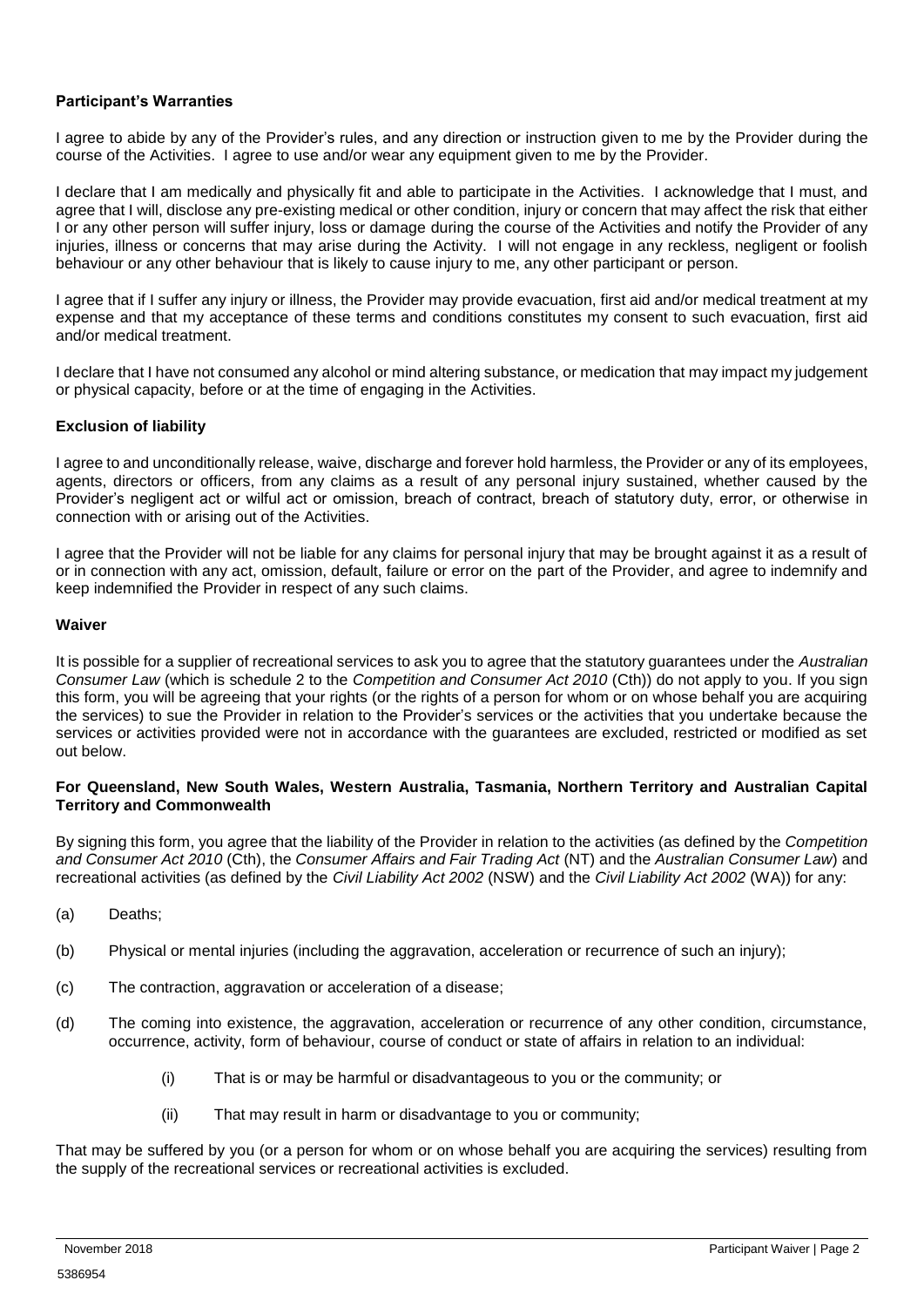**Participant's Warranties**

I agree to abide by any of the Provider's rules, and any direction or instruction given to me by the Provider during the course of the Activities. I agree to use and/or wear any equipment given to me by the Provider.

I declare that I am medically and physically fit and able to participate in the Activities. I acknowledge that I must, and agree that I will, disclose any pre-existing medical or other condition, injury or concern that may affect the risk that either I or any other person will suffer injury, loss or damage during the course of the Activities and notify the Provider of any injuries, illness or concerns that may arise during the Activity. I will not engage in any reckless, negligent or foolish behaviour or any other behaviour that is likely to cause injury to me, any other participant or person.

I agree that if I suffer any injury or illness, the Provider may provide evacuation, first aid and/or medical treatment at my expense and that my acceptance of these terms and conditions constitutes my consent to such evacuation, first aid and/or medical treatment.

I declare that I have not consumed any alcohol or mind altering substance, or medication that may impact my judgement or physical capacity, before or at the time of engaging in the Activities.

**Exclusion of liability**

I agree to and unconditionally release, waive, discharge and forever hold harmless, the Provider or any of its employees, agents, directors or officers, from any claims as a result of any personal injury sustained, whether caused by the Provider's negligent act or wilful act or omission, breach of contract, breach of statutory duty, error, or otherwise in connection with or arising out of the Activities.

I agree that the Provider will not be liable for any claims for personal injury that may be brought against it as a result of or in connection with any act, omission, default, failure or error on the part of the Provider, and agree to indemnify and keep indemnified the Provider in respect of any such claims.

**Waiver**

It is possible for a supplier of recreational services to ask you to agree that the statutory guarantees under the *Australian Consumer Law* (which is schedule 2 to the *Competition and Consumer Act 2010* (Cth)) do not apply to you. If you sign this form, you will be agreeing that your rights (or the rights of a person for whom or on whose behalf you are acquiring the services) to sue the Provider in relation to the Provider's services or the activities that you undertake because the services or activities provided were not in accordance with the guarantees are excluded, restricted or modified as set out below.

**For Queensland, New South Wales, Western Australia, Tasmania, Northern Territory and Australian Capital Territory and Commonwealth**

By signing this form, you agree that the liability of the Provider in relation to the activities (as defined by the *Competition and Consumer Act 2010* (Cth), the *Consumer Affairs and Fair Trading Act* (NT) and the *Australian Consumer Law*) and recreational activities (as defined by the *Civil Liability Act 2002* (NSW) and the *Civil Liability Act 2002* (WA)) for any:

(a) Deaths;

(b) Physical or mental injuries (including the aggravation, acceleration or recurrence of such an injury);

(c) The contraction, aggravation or acceleration of a disease;

(d) The coming into existence, the aggravation, acceleration or recurrence of any other condition, circumstance, occurrence, activity, form of behaviour, course of conduct or state of affairs in relation to an individual:

  (i) That is or may be harmful or disadvantageous to you or the community; or

  (ii) That may result in harm or disadvantage to you or community;

That may be suffered by you (or a person for whom or on whose behalf you are acquiring the services) resulting from the supply of the recreational services or recreational activities is excluded.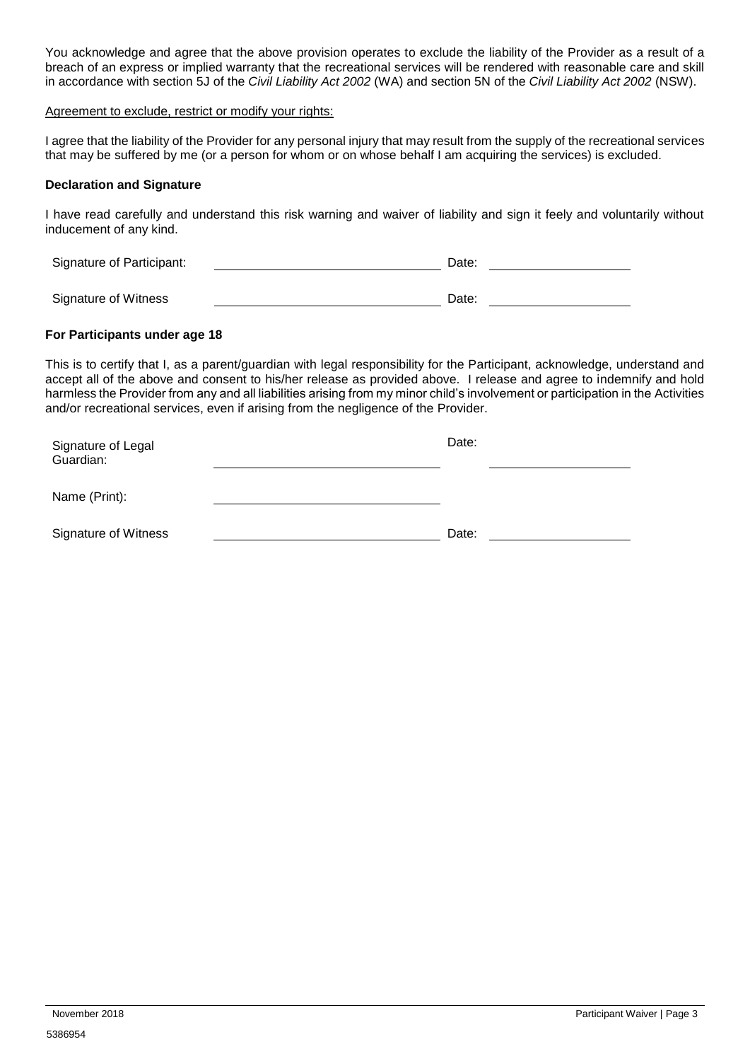You acknowledge and agree that the above provision operates to exclude the liability of the Provider as a result of a breach of an express or implied warranty that the recreational services will be rendered with reasonable care and skill in accordance with section 5J of the *Civil Liability Act 2002* (WA) and section 5N of the *Civil Liability Act 2002* (NSW).

Agreement to exclude, restrict or modify your rights:

I agree that the liability of the Provider for any personal injury that may result from the supply of the recreational services that may be suffered by me (or a person for whom or on whose behalf I am acquiring the services) is excluded.

**Declaration and Signature**

I have read carefully and understand this risk warning and waiver of liability and sign it feely and voluntarily without inducement of any kind.

Signature of Participant: ______________________________ Date: ____________________

Signature of Witness ______________________________ Date: ____________________

**For Participants under age 18**

This is to certify that I, as a parent/guardian with legal responsibility for the Participant, acknowledge, understand and accept all of the above and consent to his/her release as provided above. I release and agree to indemnify and hold harmless the Provider from any and all liabilities arising from my minor child's involvement or participation in the Activities and/or recreational services, even if arising from the negligence of the Provider.

Signature of Legal Guardian: ______________________________ Date: ____________________

Name (Print): ______________________________

Signature of Witness ______________________________ Date: ____________________

5386954